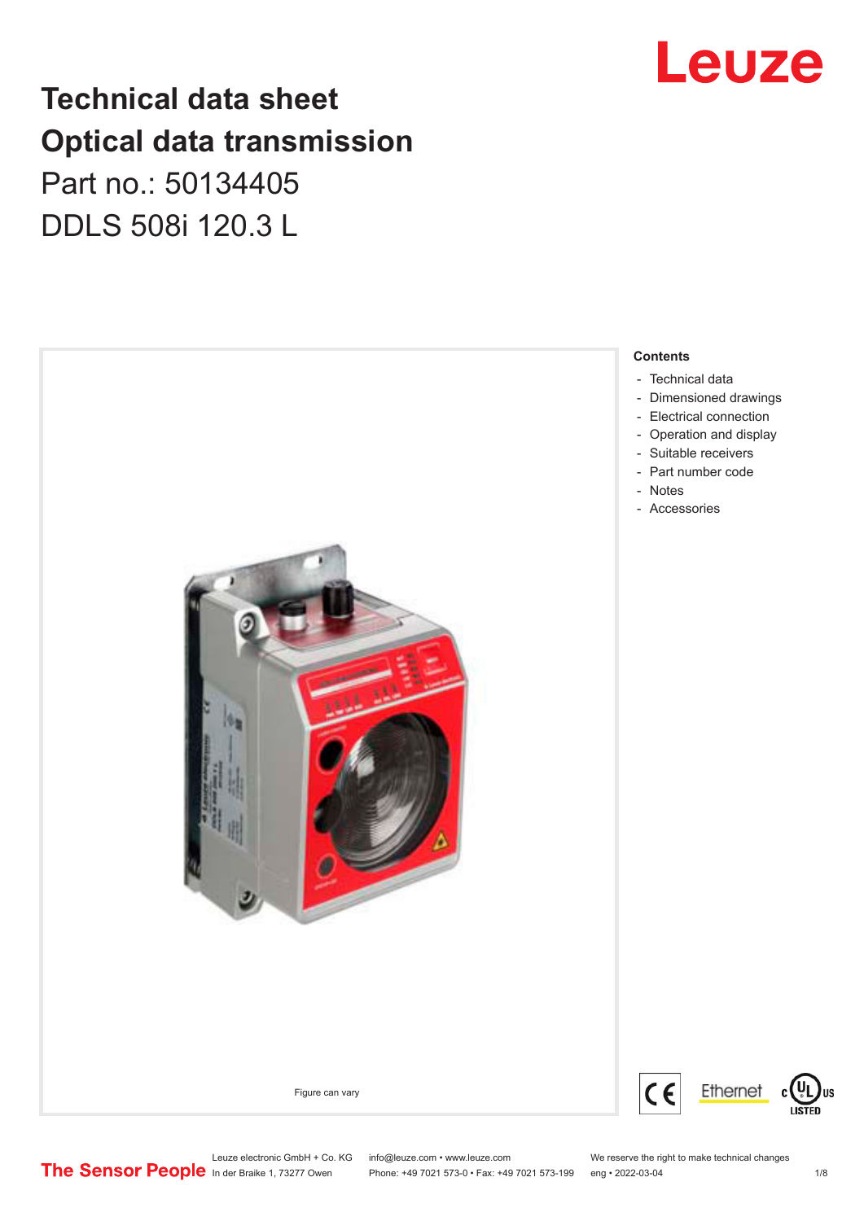# Technical data sheet
# Optical data transmission

Part no.: 50134405

DDLS 508i 120.3 L

Figure can vary

**Contents**

- Technical data
- Dimensioned drawings
- Electrical connection
- Operation and display
- Suitable receivers
- Part number code
- Notes
- Accessories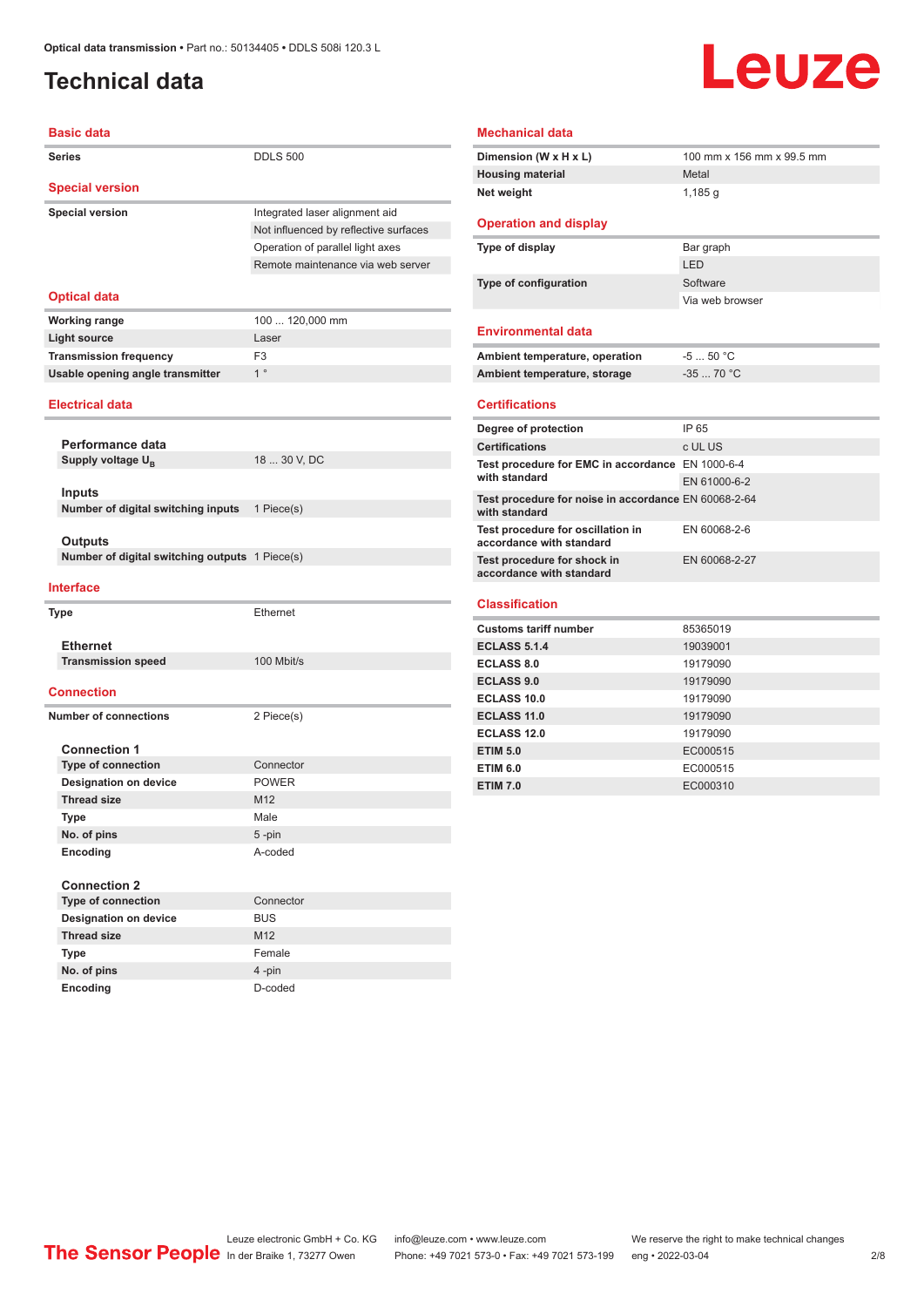# Technical data

## Basic data

| | |
|---|---|
| Series | DDLS 500 |

## Special version

| | |
|---|---|
| Special version | Integrated laser alignment aid |
| | Not influenced by reflective surfaces |
| | Operation of parallel light axes |
| | Remote maintenance via web server |

## Optical data

| | |
|---|---|
| Working range | 100 ... 120,000 mm |
| Light source | Laser |
| Transmission frequency | F3 |
| Usable opening angle transmitter | 1 ° |

## Electrical data

**Performance data**

| | |
|---|---|
| Supply voltage $U_B$ | 18 ... 30 V, DC |

**Inputs**

| | |
|---|---|
| Number of digital switching inputs | 1 Piece(s) |

**Outputs**

| | |
|---|---|
| Number of digital switching outputs | 1 Piece(s) |

## Interface

| | |
|---|---|
| Type | Ethernet |

**Ethernet**

| | |
|---|---|
| Transmission speed | 100 Mbit/s |

## Connection

| | |
|---|---|
| Number of connections | 2 Piece(s) |

**Connection 1**

| | |
|---|---|
| Type of connection | Connector |
| Designation on device | POWER |
| Thread size | M12 |
| Type | Male |
| No. of pins | 5 -pin |
| Encoding | A-coded |

**Connection 2**

| | |
|---|---|
| Type of connection | Connector |
| Designation on device | BUS |
| Thread size | M12 |
| Type | Female |
| No. of pins | 4 -pin |
| Encoding | D-coded |

## Mechanical data

| | |
|---|---|
| Dimension (W x H x L) | 100 mm x 156 mm x 99.5 mm |
| Housing material | Metal |
| Net weight | 1,185 g |

## Operation and display

| | |
|---|---|
| Type of display | Bar graph |
| | LED |
| Type of configuration | Software |
| | Via web browser |

## Environmental data

| | |
|---|---|
| Ambient temperature, operation | -5 ... 50 °C |
| Ambient temperature, storage | -35 ... 70 °C |

## Certifications

| | |
|---|---|
| Degree of protection | IP 65 |
| Certifications | c UL US |
| Test procedure for EMC in accordance with standard | EN 1000-6-4 |
| | EN 61000-6-2 |
| Test procedure for noise in accordance with standard | EN 60068-2-64 |
| Test procedure for oscillation in accordance with standard | EN 60068-2-6 |
| Test procedure for shock in accordance with standard | EN 60068-2-27 |

## Classification

| | |
|---|---|
| Customs tariff number | 85365019 |
| ECLASS 5.1.4 | 19039001 |
| ECLASS 8.0 | 19179090 |
| ECLASS 9.0 | 19179090 |
| ECLASS 10.0 | 19179090 |
| ECLASS 11.0 | 19179090 |
| ECLASS 12.0 | 19179090 |
| ETIM 5.0 | EC000515 |
| ETIM 6.0 | EC000515 |
| ETIM 7.0 | EC000310 |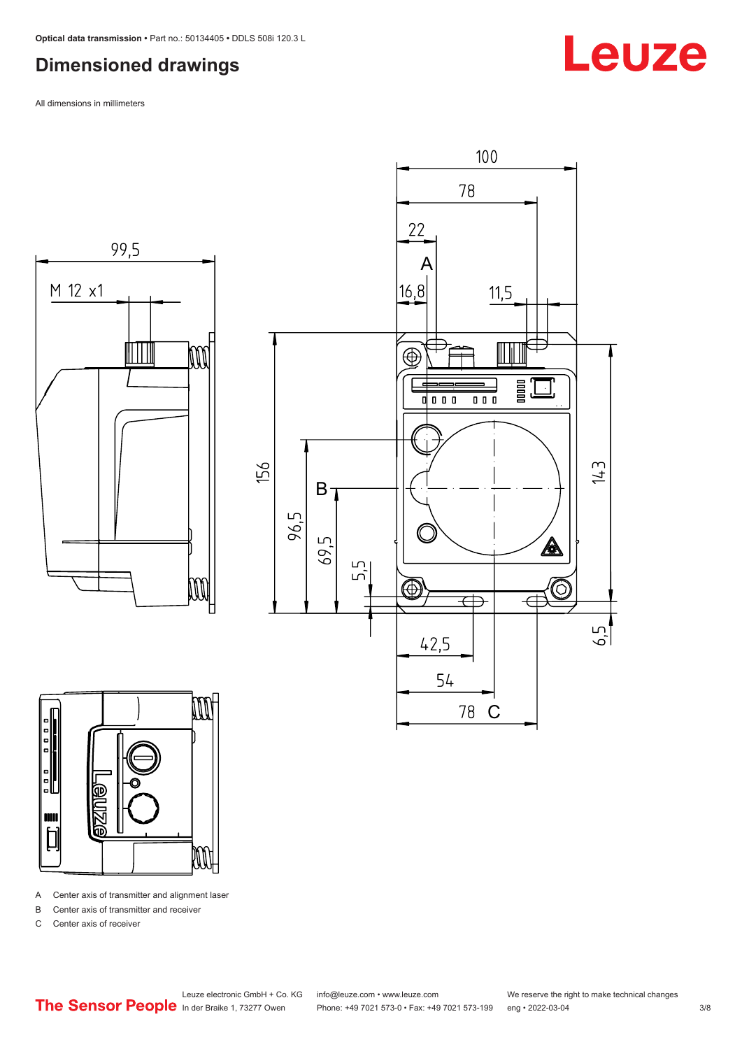## Dimensioned drawings

All dimensions in millimeters

99,5

M 12 x1

100

78

22

A

16,8

11,5

156

96,5

B

69,5

5,5

143

6,5

42,5

54

78 C

A Center axis of transmitter and alignment laser

B Center axis of transmitter and receiver

C Center axis of receiver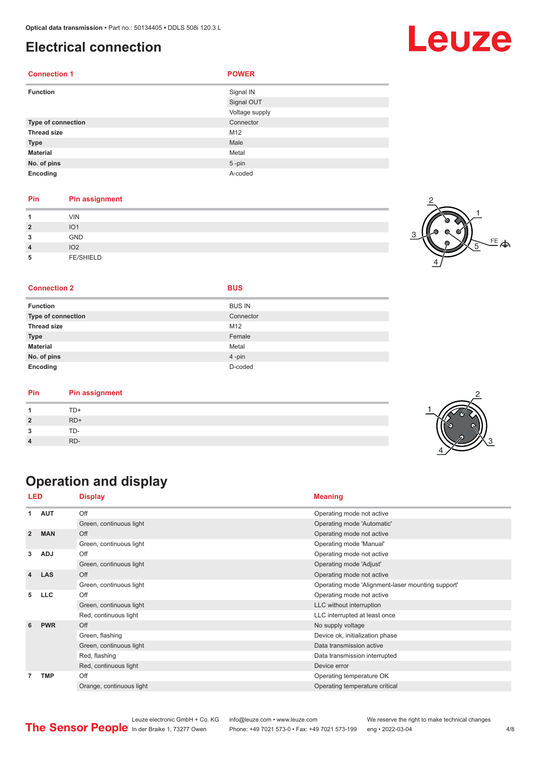# Electrical connection

| Connection 1 | POWER |
|---|---|
| **Function** | Signal IN |
| | Signal OUT |
| | Voltage supply |
| **Type of connection** | Connector |
| **Thread size** | M12 |
| **Type** | Male |
| **Material** | Metal |
| **No. of pins** | 5 -pin |
| **Encoding** | A-coded |

| Pin | Pin assignment |
|---|---|
| **1** | VIN |
| **2** | IO1 |
| **3** | GND |
| **4** | IO2 |
| **5** | FE/SHIELD |

| Connection 2 | BUS |
|---|---|
| **Function** | BUS IN |
| **Type of connection** | Connector |
| **Thread size** | M12 |
| **Type** | Female |
| **Material** | Metal |
| **No. of pins** | 4 -pin |
| **Encoding** | D-coded |

| Pin | Pin assignment |
|---|---|
| **1** | TD+ |
| **2** | RD+ |
| **3** | TD- |
| **4** | RD- |

# Operation and display

| LED | | Display | Meaning |
|---|---|---|---|
| **1** | **AUT** | Off | Operating mode not active |
| | | Green, continuous light | Operating mode 'Automatic' |
| **2** | **MAN** | Off | Operating mode not active |
| | | Green, continuous light | Operating mode 'Manual' |
| **3** | **ADJ** | Off | Operating mode not active |
| | | Green, continuous light | Operating mode 'Adjust' |
| **4** | **LAS** | Off | Operating mode not active |
| | | Green, continuous light | Operating mode 'Alignment-laser mounting support' |
| **5** | **LLC** | Off | Operating mode not active |
| | | Green, continuous light | LLC without interruption |
| | | Red, continuous light | LLC interrupted at least once |
| **6** | **PWR** | Off | No supply voltage |
| | | Green, flashing | Device ok, initialization phase |
| | | Green, continuous light | Data transmission active |
| | | Red, flashing | Data transmission interrupted |
| | | Red, continuous light | Device error |
| **7** | **TMP** | Off | Operating temperature OK |
| | | Orange, continuous light | Operating temperature critical |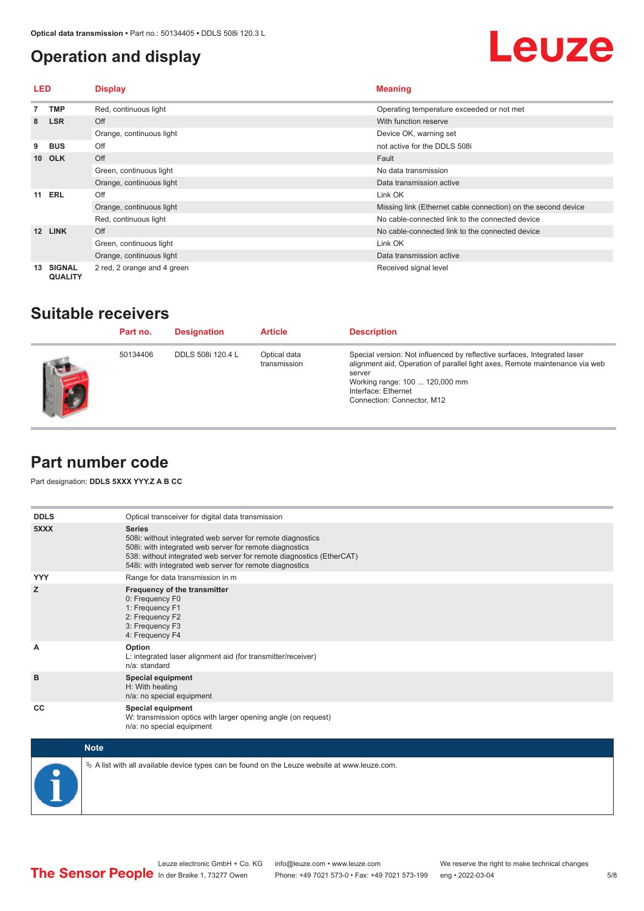# Operation and display

| LED | | Display | Meaning |
|---|---|---|---|
| 7 | TMP | Red, continuous light | Operating temperature exceeded or not met |
| 8 | LSR | Off | With function reserve |
| | | Orange, continuous light | Device OK, warning set |
| 9 | BUS | Off | not active for the DDLS 508i |
| 10 | OLK | Off | Fault |
| | | Green, continuous light | No data transmission |
| | | Orange, continuous light | Data transmission active |
| 11 | ERL | Off | Link OK |
| | | Orange, continuous light | Missing link (Ethernet cable connection) on the second device |
| | | Red, continuous light | No cable-connected link to the connected device |
| 12 | LINK | Off | No cable-connected link to the connected device |
| | | Green, continuous light | Link OK |
| | | Orange, continuous light | Data transmission active |
| 13 | SIGNAL QUALITY | 2 red, 2 orange and 4 green | Received signal level |

# Suitable receivers

| Part no. | Designation | Article | Description |
|---|---|---|---|
| 50134406 | DDLS 508i 120.4 L | Optical data transmission | Special version: Not influenced by reflective surfaces, Integrated laser alignment aid, Operation of parallel light axes, Remote maintenance via web server<br>Working range: 100 ... 120,000 mm<br>Interface: Ethernet<br>Connection: Connector, M12 |

# Part number code

Part designation: **DDLS 5XXX YYY.Z A B CC**

| | |
|---|---|
| **DDLS** | Optical transceiver for digital data transmission |
| **5XXX** | **Series**<br>508i: without integrated web server for remote diagnostics<br>508i: with integrated web server for remote diagnostics<br>538: without integrated web server for remote diagnostics (EtherCAT)<br>548i: with integrated web server for remote diagnostics |
| **YYY** | Range for data transmission in m |
| **Z** | **Frequency of the transmitter**<br>0: Frequency F0<br>1: Frequency F1<br>2: Frequency F2<br>3: Frequency F3<br>4: Frequency F4 |
| **A** | **Option**<br>L: integrated laser alignment aid (for transmitter/receiver)<br>n/a: standard |
| **B** | **Special equipment**<br>H: With heating<br>n/a: no special equipment |
| **CC** | **Special equipment**<br>W: transmission optics with larger opening angle (on request)<br>n/a: no special equipment |

**Note**

↳ A list with all available device types can be found on the Leuze website at www.leuze.com.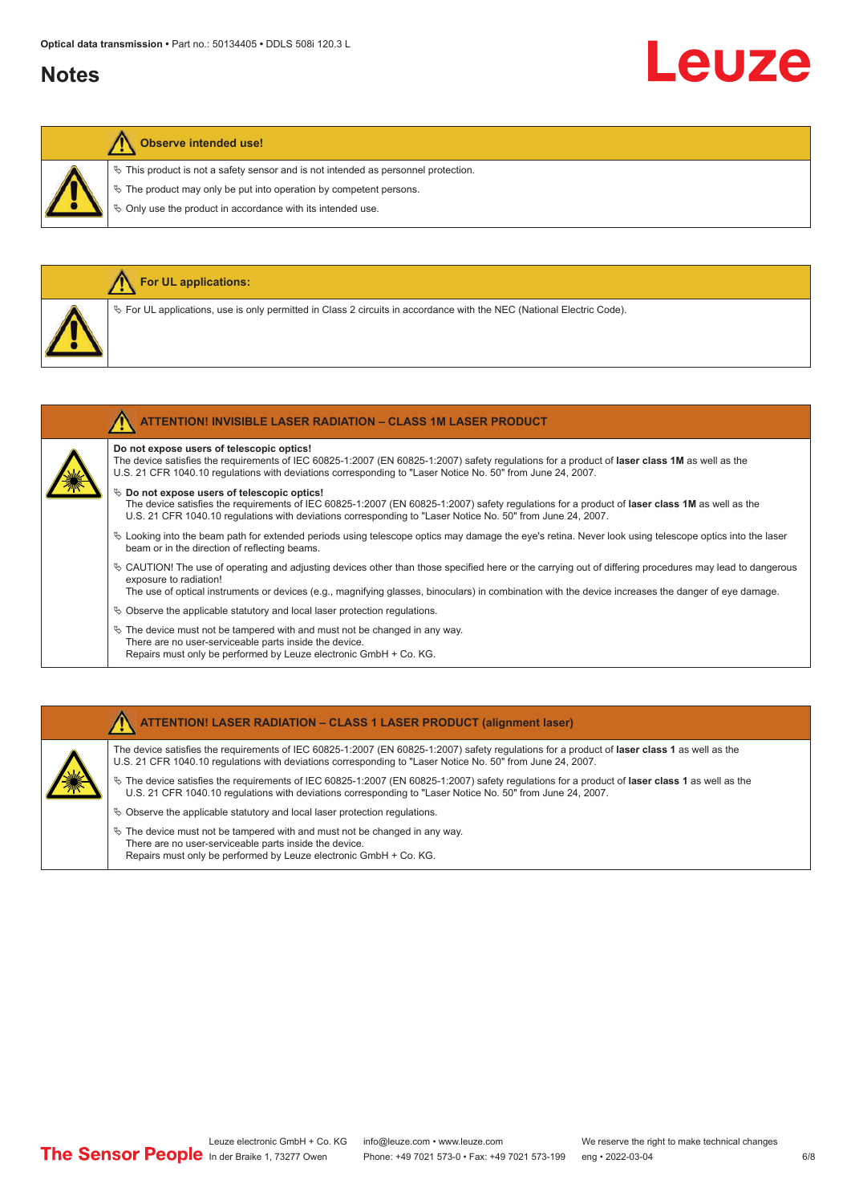# Notes

**Observe intended use!**

- ✎ This product is not a safety sensor and is not intended as personnel protection.
- ✎ The product may only be put into operation by competent persons.
- ✎ Only use the product in accordance with its intended use.

**For UL applications:**

- ✎ For UL applications, use is only permitted in Class 2 circuits in accordance with the NEC (National Electric Code).

**ATTENTION! INVISIBLE LASER RADIATION – CLASS 1M LASER PRODUCT**

**Do not expose users of telescopic optics!**
The device satisfies the requirements of IEC 60825-1:2007 (EN 60825-1:2007) safety regulations for a product of **laser class 1M** as well as the U.S. 21 CFR 1040.10 regulations with deviations corresponding to "Laser Notice No. 50" from June 24, 2007.

- ✎ **Do not expose users of telescopic optics!**
  The device satisfies the requirements of IEC 60825-1:2007 (EN 60825-1:2007) safety regulations for a product of **laser class 1M** as well as the U.S. 21 CFR 1040.10 regulations with deviations corresponding to "Laser Notice No. 50" from June 24, 2007.
- ✎ Looking into the beam path for extended periods using telescope optics may damage the eye's retina. Never look using telescope optics into the laser beam or in the direction of reflecting beams.
- ✎ CAUTION! The use of operating and adjusting devices other than those specified here or the carrying out of differing procedures may lead to dangerous exposure to radiation!
  The use of optical instruments or devices (e.g., magnifying glasses, binoculars) in combination with the device increases the danger of eye damage.
- ✎ Observe the applicable statutory and local laser protection regulations.
- ✎ The device must not be tampered with and must not be changed in any way.
  There are no user-serviceable parts inside the device.
  Repairs must only be performed by Leuze electronic GmbH + Co. KG.

**ATTENTION! LASER RADIATION – CLASS 1 LASER PRODUCT (alignment laser)**

The device satisfies the requirements of IEC 60825-1:2007 (EN 60825-1:2007) safety regulations for a product of **laser class 1** as well as the U.S. 21 CFR 1040.10 regulations with deviations corresponding to "Laser Notice No. 50" from June 24, 2007.

- ✎ The device satisfies the requirements of IEC 60825-1:2007 (EN 60825-1:2007) safety regulations for a product of **laser class 1** as well as the U.S. 21 CFR 1040.10 regulations with deviations corresponding to "Laser Notice No. 50" from June 24, 2007.
- ✎ Observe the applicable statutory and local laser protection regulations.
- ✎ The device must not be tampered with and must not be changed in any way.
  There are no user-serviceable parts inside the device.
  Repairs must only be performed by Leuze electronic GmbH + Co. KG.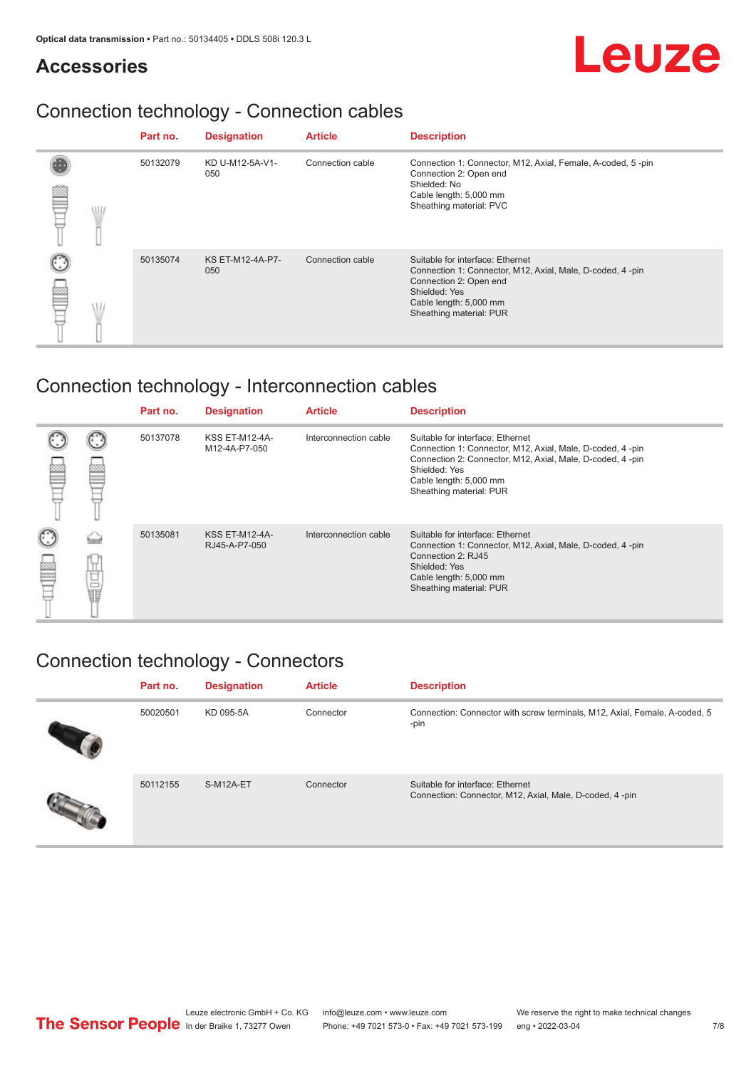# Accessories

## Connection technology - Connection cables

| | Part no. | Designation | Article | Description |
|---|---|---|---|---|
| | 50132079 | KD U-M12-5A-V1-050 | Connection cable | Connection 1: Connector, M12, Axial, Female, A-coded, 5 -pin<br>Connection 2: Open end<br>Shielded: No<br>Cable length: 5,000 mm<br>Sheathing material: PVC |
| | 50135074 | KS ET-M12-4A-P7-050 | Connection cable | Suitable for interface: Ethernet<br>Connection 1: Connector, M12, Axial, Male, D-coded, 4 -pin<br>Connection 2: Open end<br>Shielded: Yes<br>Cable length: 5,000 mm<br>Sheathing material: PUR |

## Connection technology - Interconnection cables

| | Part no. | Designation | Article | Description |
|---|---|---|---|---|
| | 50137078 | KSS ET-M12-4A-M12-4A-P7-050 | Interconnection cable | Suitable for interface: Ethernet<br>Connection 1: Connector, M12, Axial, Male, D-coded, 4 -pin<br>Connection 2: Connector, M12, Axial, Male, D-coded, 4 -pin<br>Shielded: Yes<br>Cable length: 5,000 mm<br>Sheathing material: PUR |
| | 50135081 | KSS ET-M12-4A-RJ45-A-P7-050 | Interconnection cable | Suitable for interface: Ethernet<br>Connection 1: Connector, M12, Axial, Male, D-coded, 4 -pin<br>Connection 2: RJ45<br>Shielded: Yes<br>Cable length: 5,000 mm<br>Sheathing material: PUR |

## Connection technology - Connectors

| | Part no. | Designation | Article | Description |
|---|---|---|---|---|
| | 50020501 | KD 095-5A | Connector | Connection: Connector with screw terminals, M12, Axial, Female, A-coded, 5 -pin |
| | 50112155 | S-M12A-ET | Connector | Suitable for interface: Ethernet<br>Connection: Connector, M12, Axial, Male, D-coded, 4 -pin |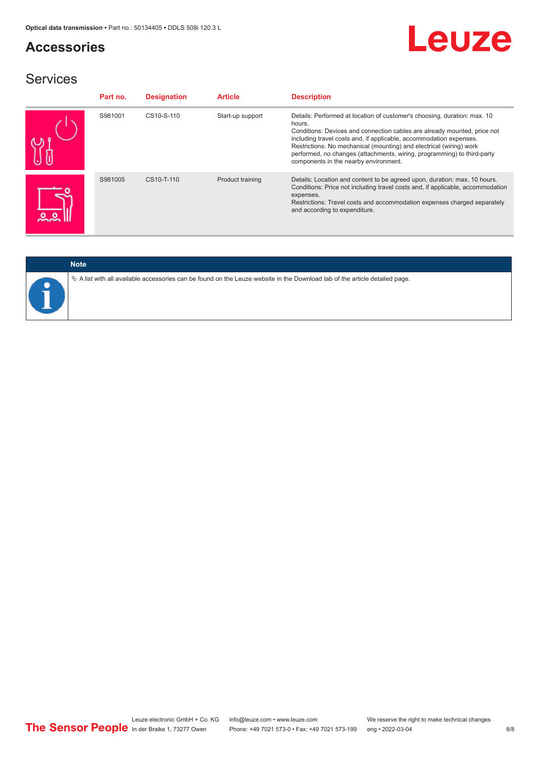# Accessories

## Services

| | Part no. | Designation | Article | Description |
|---|---|---|---|---|
| | S981001 | CS10-S-110 | Start-up support | Details: Performed at location of customer's choosing, duration: max. 10 hours.<br>Conditions: Devices and connection cables are already mounted, price not including travel costs and, if applicable, accommodation expenses.<br>Restrictions: No mechanical (mounting) and electrical (wiring) work performed, no changes (attachments, wiring, programming) to third-party components in the nearby environment. |
| | S981005 | CS10-T-110 | Product training | Details: Location and content to be agreed upon, duration: max. 10 hours.<br>Conditions: Price not including travel costs and, if applicable, accommodation expenses.<br>Restrictions: Travel costs and accommodation expenses charged separately and according to expenditure. |

**Note**

↳ A list with all available accessories can be found on the Leuze website in the Download tab of the article detailed page.